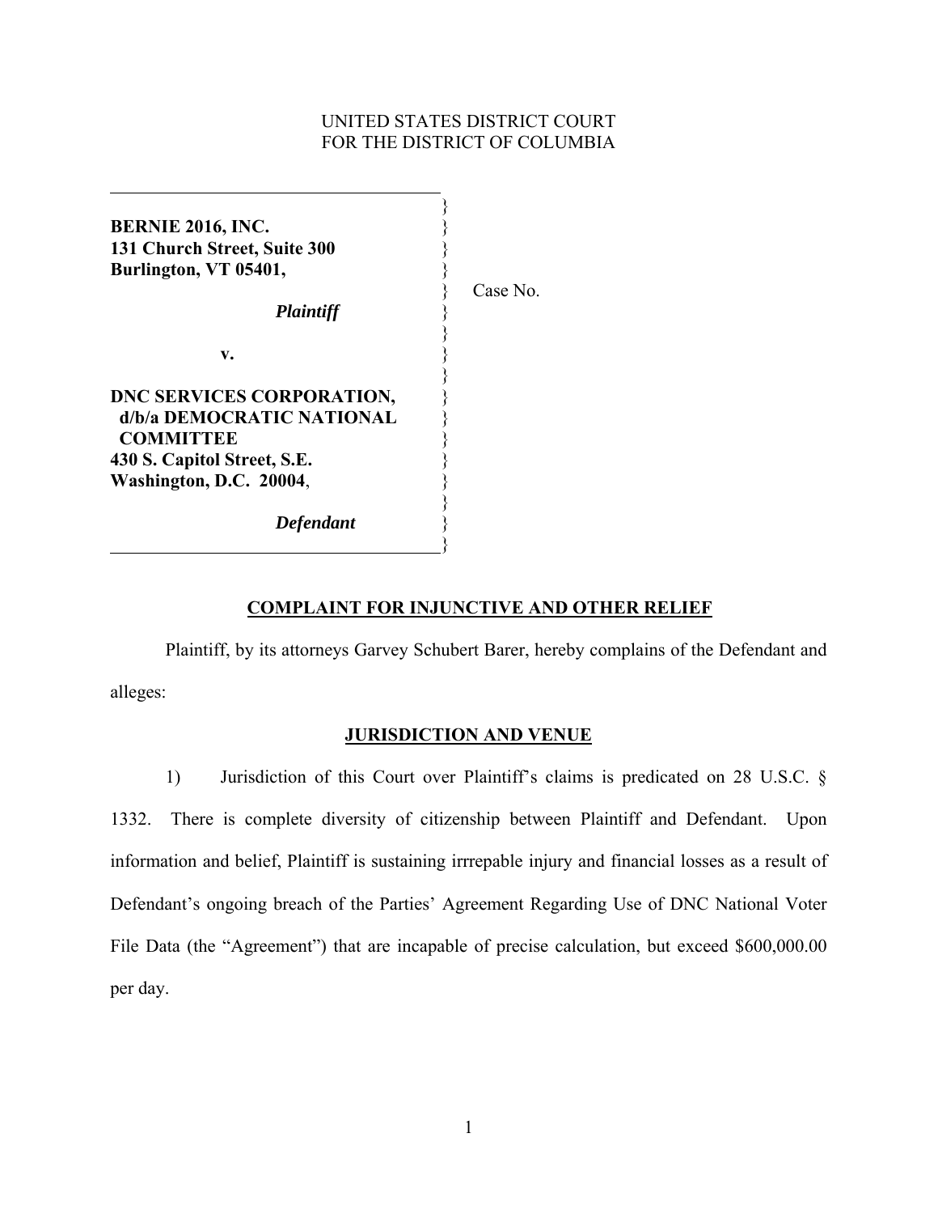UNITED STATES DISTRICT COURT
FOR THE DISTRICT OF COLUMBIA

| | |
|---|---|
| **BERNIE 2016, INC.**<br>**131 Church Street, Suite 300**<br>**Burlington, VT 05401,**<br><br>***Plaintiff***<br><br>**v.**<br><br>**DNC SERVICES CORPORATION,**<br>**d/b/a DEMOCRATIC NATIONAL COMMITTEE**<br>**430 S. Capitol Street, S.E.**<br>**Washington, D.C. 20004**,<br><br>***Defendant*** | Case No. |

## COMPLAINT FOR INJUNCTIVE AND OTHER RELIEF

Plaintiff, by its attorneys Garvey Schubert Barer, hereby complains of the Defendant and alleges:

## JURISDICTION AND VENUE

1) Jurisdiction of this Court over Plaintiff's claims is predicated on 28 U.S.C. § 1332. There is complete diversity of citizenship between Plaintiff and Defendant. Upon information and belief, Plaintiff is sustaining irrrepable injury and financial losses as a result of Defendant's ongoing breach of the Parties' Agreement Regarding Use of DNC National Voter File Data (the "Agreement") that are incapable of precise calculation, but exceed $600,000.00 per day.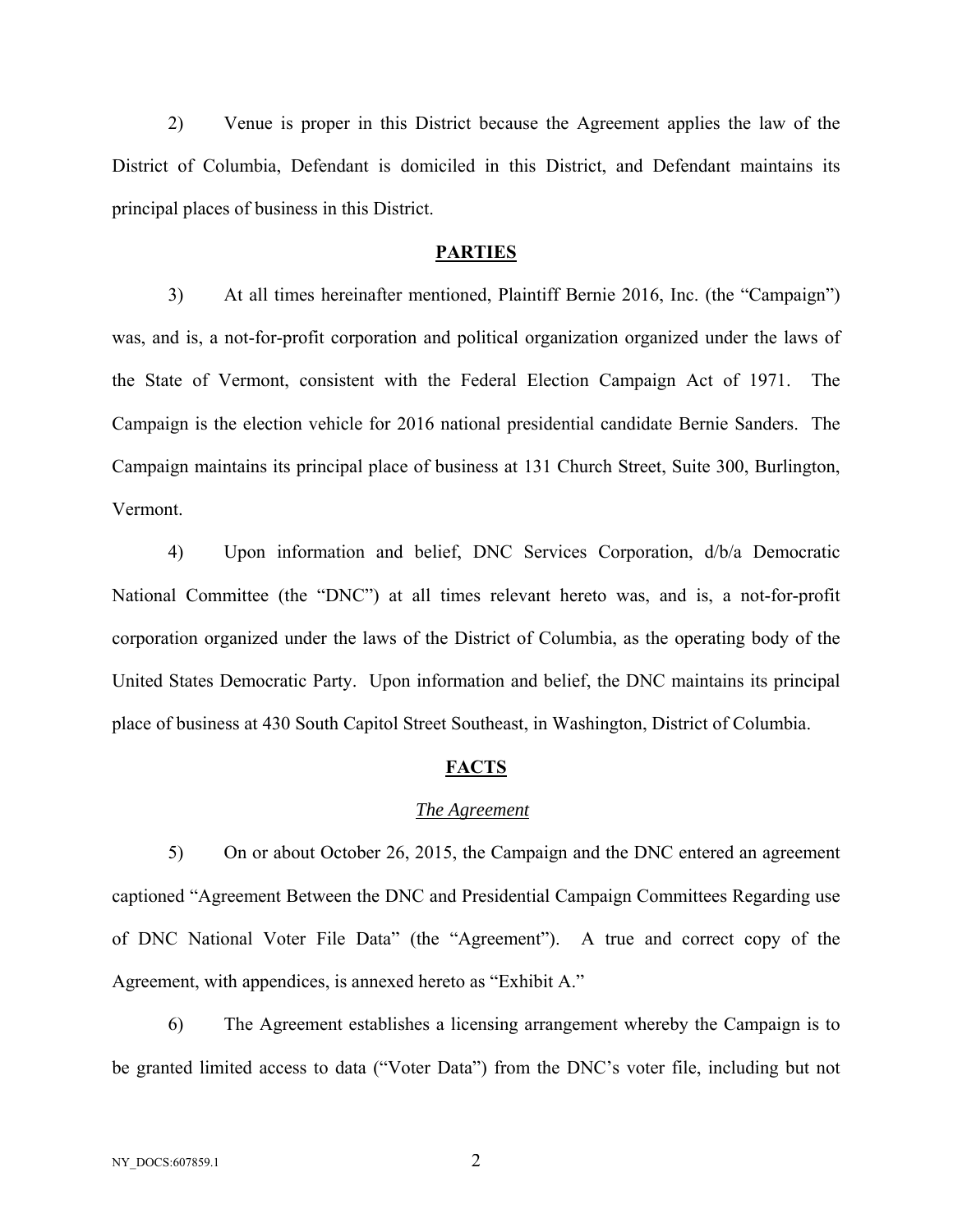2) Venue is proper in this District because the Agreement applies the law of the District of Columbia, Defendant is domiciled in this District, and Defendant maintains its principal places of business in this District.

## PARTIES

3) At all times hereinafter mentioned, Plaintiff Bernie 2016, Inc. (the "Campaign") was, and is, a not-for-profit corporation and political organization organized under the laws of the State of Vermont, consistent with the Federal Election Campaign Act of 1971. The Campaign is the election vehicle for 2016 national presidential candidate Bernie Sanders. The Campaign maintains its principal place of business at 131 Church Street, Suite 300, Burlington, Vermont.

4) Upon information and belief, DNC Services Corporation, d/b/a Democratic National Committee (the "DNC") at all times relevant hereto was, and is, a not-for-profit corporation organized under the laws of the District of Columbia, as the operating body of the United States Democratic Party. Upon information and belief, the DNC maintains its principal place of business at 430 South Capitol Street Southeast, in Washington, District of Columbia.

## FACTS

### *The Agreement*

5) On or about October 26, 2015, the Campaign and the DNC entered an agreement captioned "Agreement Between the DNC and Presidential Campaign Committees Regarding use of DNC National Voter File Data" (the "Agreement"). A true and correct copy of the Agreement, with appendices, is annexed hereto as "Exhibit A."

6) The Agreement establishes a licensing arrangement whereby the Campaign is to be granted limited access to data ("Voter Data") from the DNC's voter file, including but not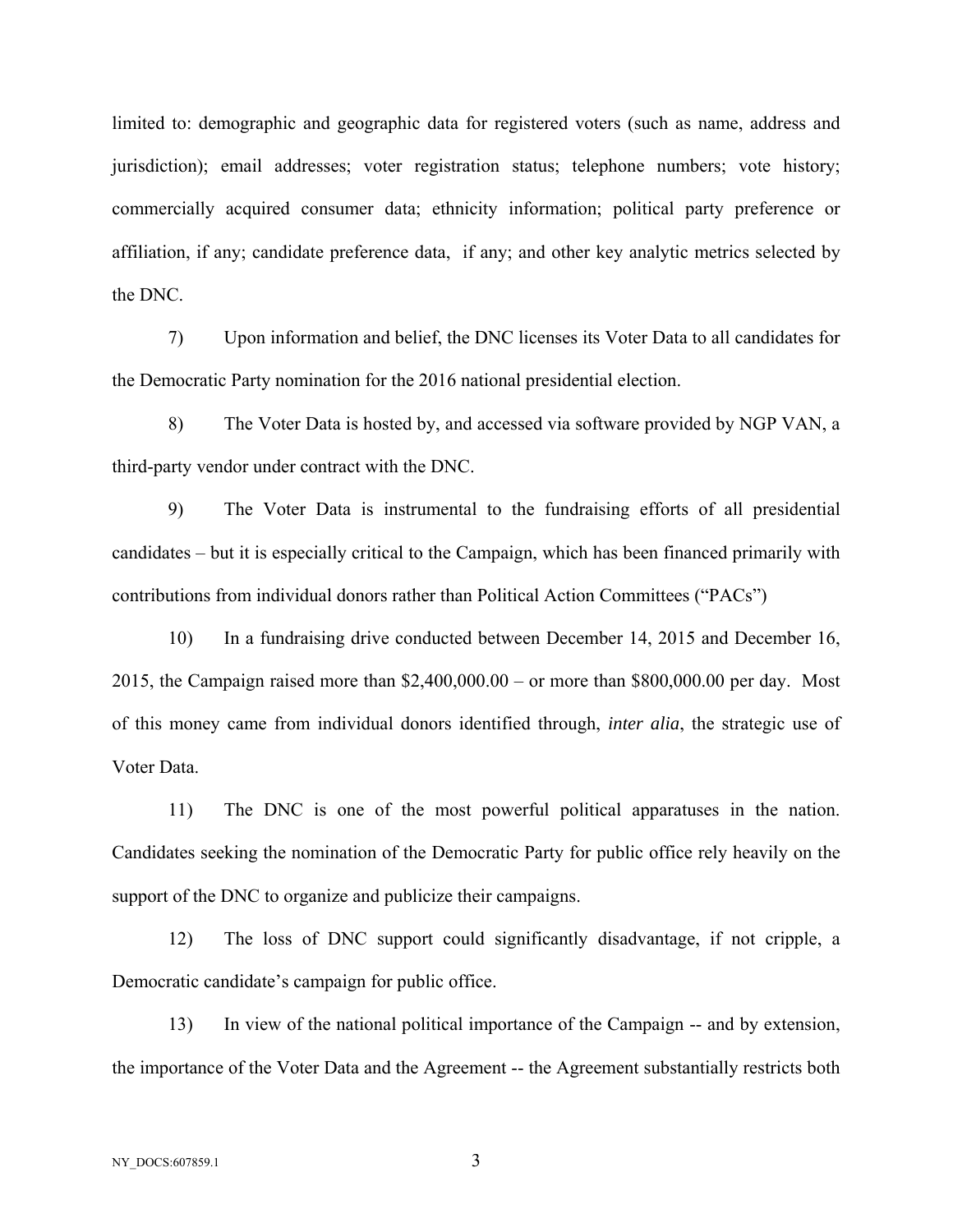limited to: demographic and geographic data for registered voters (such as name, address and jurisdiction); email addresses; voter registration status; telephone numbers; vote history; commercially acquired consumer data; ethnicity information; political party preference or affiliation, if any; candidate preference data, if any; and other key analytic metrics selected by the DNC.

7) Upon information and belief, the DNC licenses its Voter Data to all candidates for the Democratic Party nomination for the 2016 national presidential election.

8) The Voter Data is hosted by, and accessed via software provided by NGP VAN, a third-party vendor under contract with the DNC.

9) The Voter Data is instrumental to the fundraising efforts of all presidential candidates – but it is especially critical to the Campaign, which has been financed primarily with contributions from individual donors rather than Political Action Committees ("PACs")

10) In a fundraising drive conducted between December 14, 2015 and December 16, 2015, the Campaign raised more than $2,400,000.00 – or more than $800,000.00 per day. Most of this money came from individual donors identified through, *inter alia*, the strategic use of Voter Data.

11) The DNC is one of the most powerful political apparatuses in the nation. Candidates seeking the nomination of the Democratic Party for public office rely heavily on the support of the DNC to organize and publicize their campaigns.

12) The loss of DNC support could significantly disadvantage, if not cripple, a Democratic candidate's campaign for public office.

13) In view of the national political importance of the Campaign -- and by extension, the importance of the Voter Data and the Agreement -- the Agreement substantially restricts both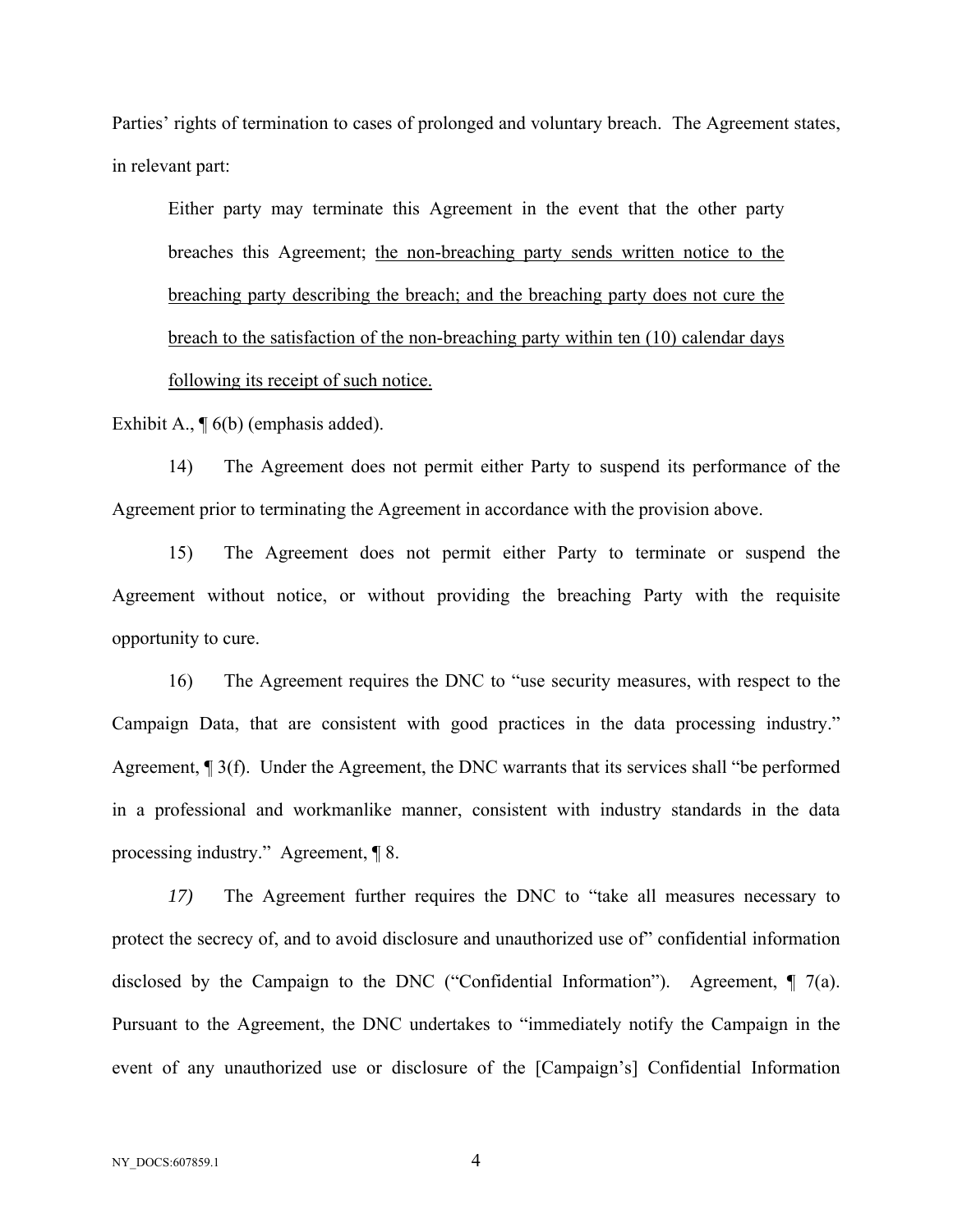Parties' rights of termination to cases of prolonged and voluntary breach. The Agreement states, in relevant part:

> Either party may terminate this Agreement in the event that the other party breaches this Agreement; <u>the non-breaching party sends written notice to the breaching party describing the breach; and the breaching party does not cure the breach to the satisfaction of the non-breaching party within ten (10) calendar days following its receipt of such notice.</u>

Exhibit A., ¶ 6(b) (emphasis added).

14) The Agreement does not permit either Party to suspend its performance of the Agreement prior to terminating the Agreement in accordance with the provision above.

15) The Agreement does not permit either Party to terminate or suspend the Agreement without notice, or without providing the breaching Party with the requisite opportunity to cure.

16) The Agreement requires the DNC to "use security measures, with respect to the Campaign Data, that are consistent with good practices in the data processing industry." Agreement, ¶ 3(f). Under the Agreement, the DNC warrants that its services shall "be performed in a professional and workmanlike manner, consistent with industry standards in the data processing industry." Agreement, ¶ 8.

*17)* The Agreement further requires the DNC to "take all measures necessary to protect the secrecy of, and to avoid disclosure and unauthorized use of" confidential information disclosed by the Campaign to the DNC ("Confidential Information"). Agreement, ¶ 7(a). Pursuant to the Agreement, the DNC undertakes to "immediately notify the Campaign in the event of any unauthorized use or disclosure of the [Campaign's] Confidential Information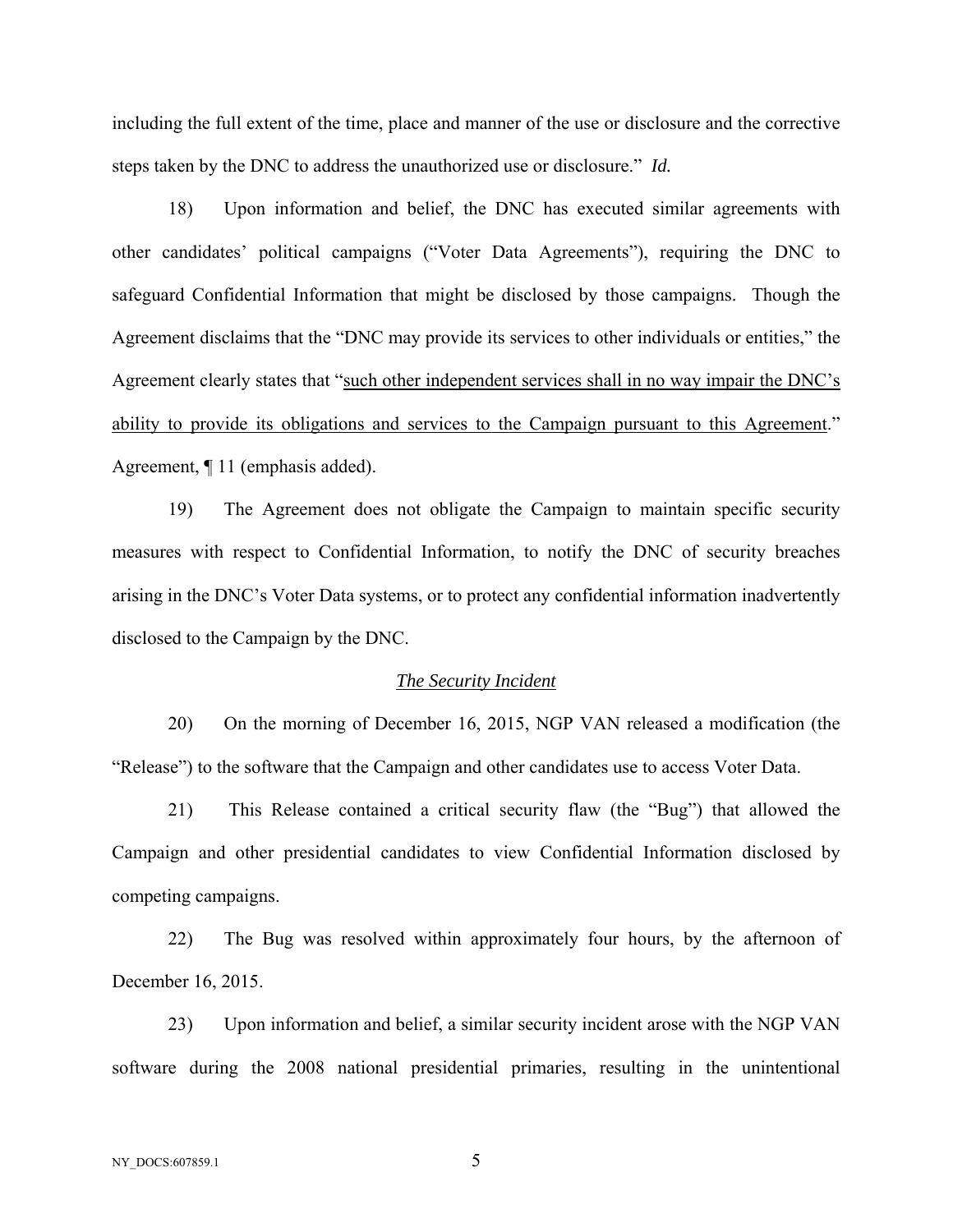including the full extent of the time, place and manner of the use or disclosure and the corrective steps taken by the DNC to address the unauthorized use or disclosure." *Id.*

18) Upon information and belief, the DNC has executed similar agreements with other candidates' political campaigns ("Voter Data Agreements"), requiring the DNC to safeguard Confidential Information that might be disclosed by those campaigns. Though the Agreement disclaims that the "DNC may provide its services to other individuals or entities," the Agreement clearly states that "<u>such other independent services shall in no way impair the DNC's ability to provide its obligations and services to the Campaign pursuant to this Agreement</u>." Agreement, ¶ 11 (emphasis added).

19) The Agreement does not obligate the Campaign to maintain specific security measures with respect to Confidential Information, to notify the DNC of security breaches arising in the DNC's Voter Data systems, or to protect any confidential information inadvertently disclosed to the Campaign by the DNC.

*<u>The Security Incident</u>*

20) On the morning of December 16, 2015, NGP VAN released a modification (the "Release") to the software that the Campaign and other candidates use to access Voter Data.

21) This Release contained a critical security flaw (the "Bug") that allowed the Campaign and other presidential candidates to view Confidential Information disclosed by competing campaigns.

22) The Bug was resolved within approximately four hours, by the afternoon of December 16, 2015.

23) Upon information and belief, a similar security incident arose with the NGP VAN software during the 2008 national presidential primaries, resulting in the unintentional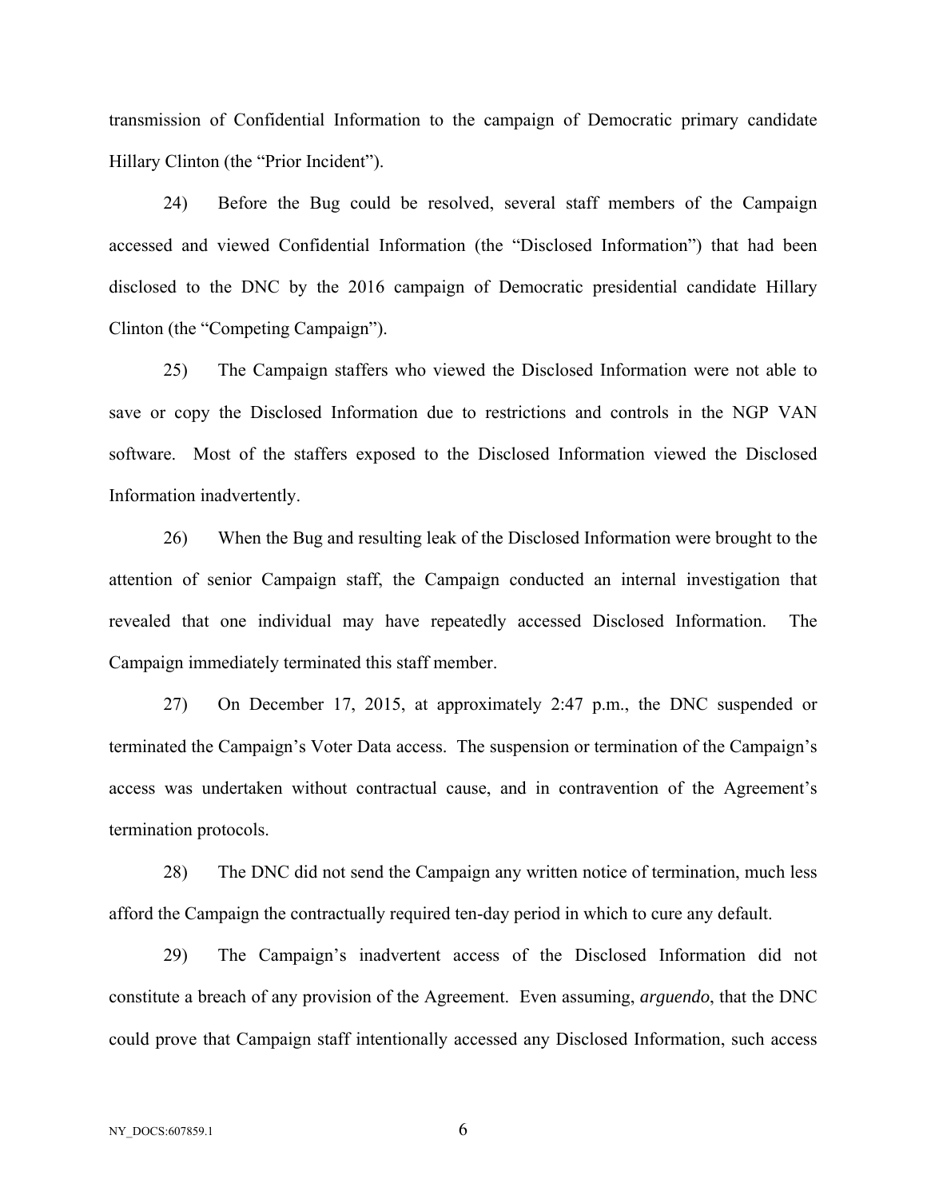transmission of Confidential Information to the campaign of Democratic primary candidate Hillary Clinton (the "Prior Incident").

24) Before the Bug could be resolved, several staff members of the Campaign accessed and viewed Confidential Information (the "Disclosed Information") that had been disclosed to the DNC by the 2016 campaign of Democratic presidential candidate Hillary Clinton (the "Competing Campaign").

25) The Campaign staffers who viewed the Disclosed Information were not able to save or copy the Disclosed Information due to restrictions and controls in the NGP VAN software. Most of the staffers exposed to the Disclosed Information viewed the Disclosed Information inadvertently.

26) When the Bug and resulting leak of the Disclosed Information were brought to the attention of senior Campaign staff, the Campaign conducted an internal investigation that revealed that one individual may have repeatedly accessed Disclosed Information. The Campaign immediately terminated this staff member.

27) On December 17, 2015, at approximately 2:47 p.m., the DNC suspended or terminated the Campaign's Voter Data access. The suspension or termination of the Campaign's access was undertaken without contractual cause, and in contravention of the Agreement's termination protocols.

28) The DNC did not send the Campaign any written notice of termination, much less afford the Campaign the contractually required ten-day period in which to cure any default.

29) The Campaign's inadvertent access of the Disclosed Information did not constitute a breach of any provision of the Agreement. Even assuming, *arguendo*, that the DNC could prove that Campaign staff intentionally accessed any Disclosed Information, such access

NY_DOCS:607859.1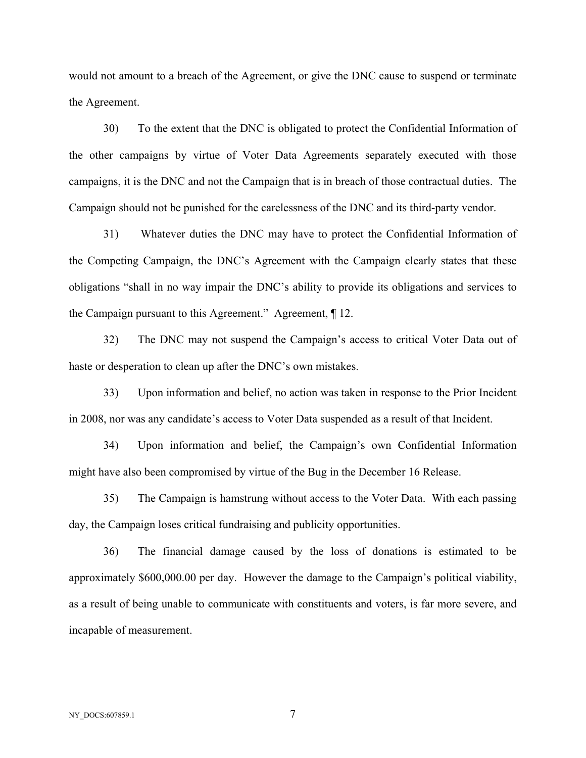would not amount to a breach of the Agreement, or give the DNC cause to suspend or terminate the Agreement.

30) To the extent that the DNC is obligated to protect the Confidential Information of the other campaigns by virtue of Voter Data Agreements separately executed with those campaigns, it is the DNC and not the Campaign that is in breach of those contractual duties. The Campaign should not be punished for the carelessness of the DNC and its third-party vendor.

31) Whatever duties the DNC may have to protect the Confidential Information of the Competing Campaign, the DNC's Agreement with the Campaign clearly states that these obligations "shall in no way impair the DNC's ability to provide its obligations and services to the Campaign pursuant to this Agreement." Agreement, ¶ 12.

32) The DNC may not suspend the Campaign's access to critical Voter Data out of haste or desperation to clean up after the DNC's own mistakes.

33) Upon information and belief, no action was taken in response to the Prior Incident in 2008, nor was any candidate's access to Voter Data suspended as a result of that Incident.

34) Upon information and belief, the Campaign's own Confidential Information might have also been compromised by virtue of the Bug in the December 16 Release.

35) The Campaign is hamstrung without access to the Voter Data. With each passing day, the Campaign loses critical fundraising and publicity opportunities.

36) The financial damage caused by the loss of donations is estimated to be approximately $600,000.00 per day. However the damage to the Campaign's political viability, as a result of being unable to communicate with constituents and voters, is far more severe, and incapable of measurement.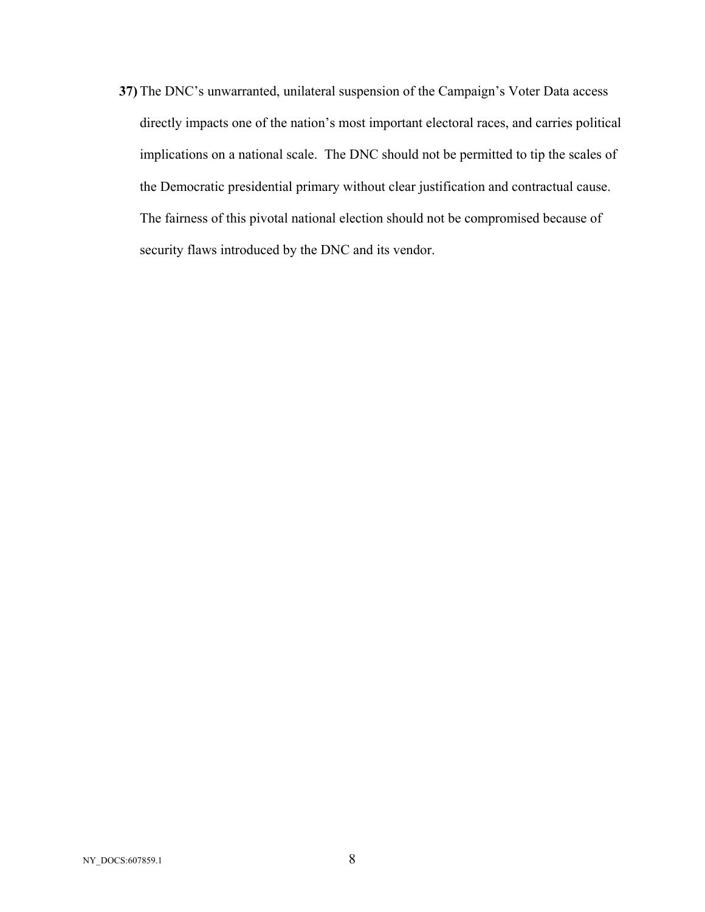**37)** The DNC's unwarranted, unilateral suspension of the Campaign's Voter Data access directly impacts one of the nation's most important electoral races, and carries political implications on a national scale. The DNC should not be permitted to tip the scales of the Democratic presidential primary without clear justification and contractual cause. The fairness of this pivotal national election should not be compromised because of security flaws introduced by the DNC and its vendor.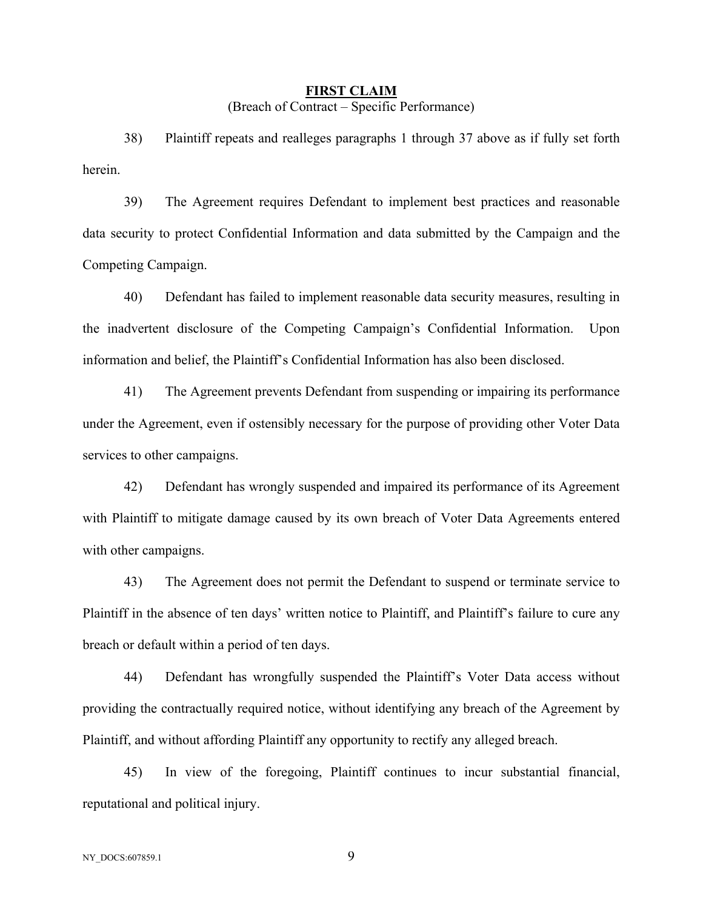## FIRST CLAIM

(Breach of Contract – Specific Performance)

38) Plaintiff repeats and realleges paragraphs 1 through 37 above as if fully set forth herein.

39) The Agreement requires Defendant to implement best practices and reasonable data security to protect Confidential Information and data submitted by the Campaign and the Competing Campaign.

40) Defendant has failed to implement reasonable data security measures, resulting in the inadvertent disclosure of the Competing Campaign's Confidential Information. Upon information and belief, the Plaintiff's Confidential Information has also been disclosed.

41) The Agreement prevents Defendant from suspending or impairing its performance under the Agreement, even if ostensibly necessary for the purpose of providing other Voter Data services to other campaigns.

42) Defendant has wrongly suspended and impaired its performance of its Agreement with Plaintiff to mitigate damage caused by its own breach of Voter Data Agreements entered with other campaigns.

43) The Agreement does not permit the Defendant to suspend or terminate service to Plaintiff in the absence of ten days' written notice to Plaintiff, and Plaintiff's failure to cure any breach or default within a period of ten days.

44) Defendant has wrongfully suspended the Plaintiff's Voter Data access without providing the contractually required notice, without identifying any breach of the Agreement by Plaintiff, and without affording Plaintiff any opportunity to rectify any alleged breach.

45) In view of the foregoing, Plaintiff continues to incur substantial financial, reputational and political injury.

NY_DOCS:607859.1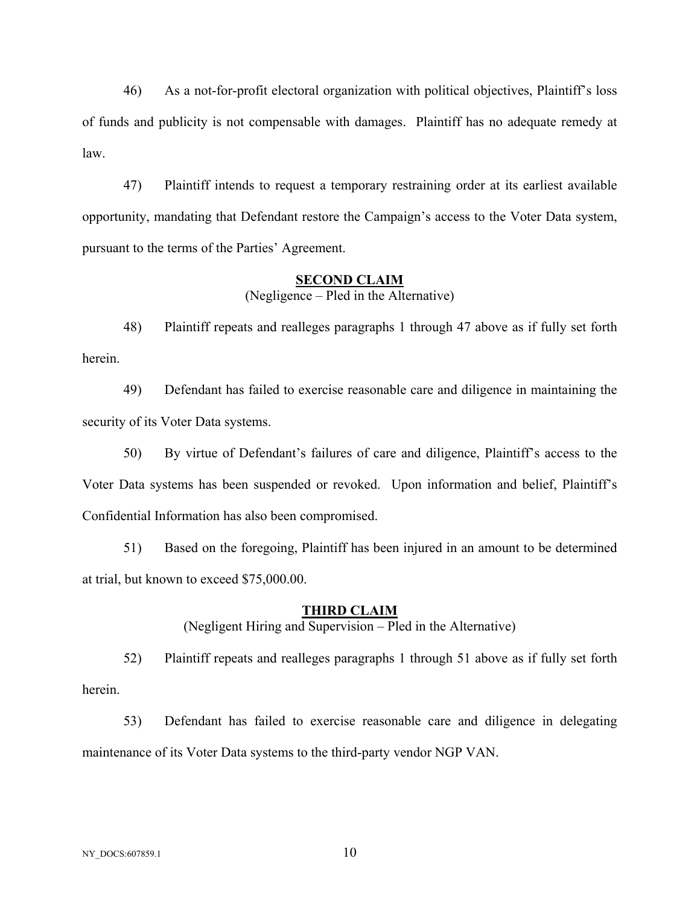46) As a not-for-profit electoral organization with political objectives, Plaintiff's loss of funds and publicity is not compensable with damages. Plaintiff has no adequate remedy at law.

47) Plaintiff intends to request a temporary restraining order at its earliest available opportunity, mandating that Defendant restore the Campaign's access to the Voter Data system, pursuant to the terms of the Parties' Agreement.

**SECOND CLAIM**
(Negligence – Pled in the Alternative)

48) Plaintiff repeats and realleges paragraphs 1 through 47 above as if fully set forth herein.

49) Defendant has failed to exercise reasonable care and diligence in maintaining the security of its Voter Data systems.

50) By virtue of Defendant's failures of care and diligence, Plaintiff's access to the Voter Data systems has been suspended or revoked. Upon information and belief, Plaintiff's Confidential Information has also been compromised.

51) Based on the foregoing, Plaintiff has been injured in an amount to be determined at trial, but known to exceed $75,000.00.

**THIRD CLAIM**
(Negligent Hiring and Supervision – Pled in the Alternative)

52) Plaintiff repeats and realleges paragraphs 1 through 51 above as if fully set forth herein.

53) Defendant has failed to exercise reasonable care and diligence in delegating maintenance of its Voter Data systems to the third-party vendor NGP VAN.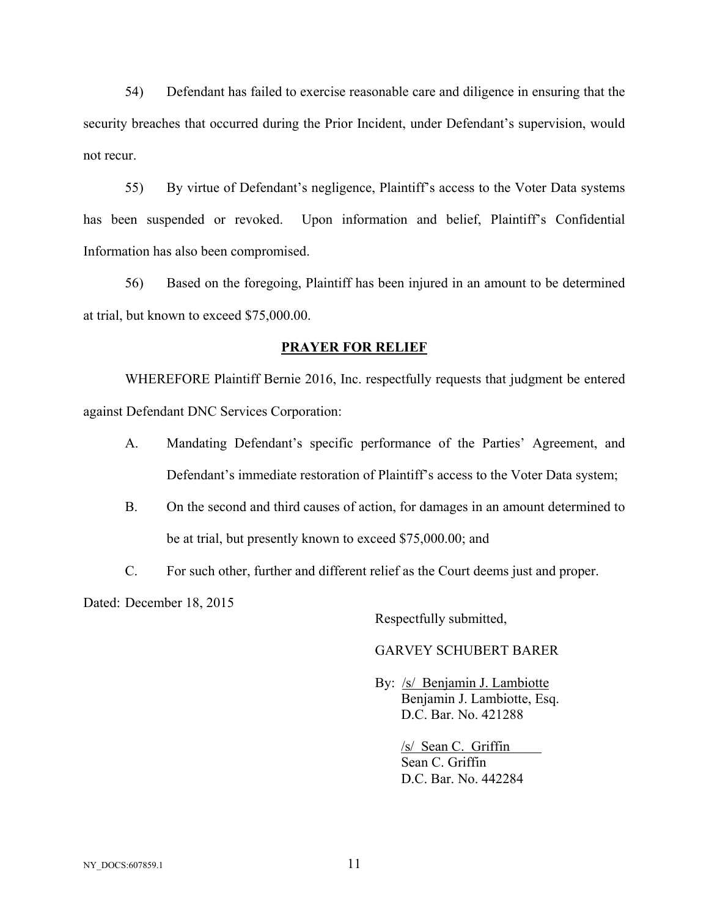54) Defendant has failed to exercise reasonable care and diligence in ensuring that the security breaches that occurred during the Prior Incident, under Defendant's supervision, would not recur.

55) By virtue of Defendant's negligence, Plaintiff's access to the Voter Data systems has been suspended or revoked. Upon information and belief, Plaintiff's Confidential Information has also been compromised.

56) Based on the foregoing, Plaintiff has been injured in an amount to be determined at trial, but known to exceed $75,000.00.

## PRAYER FOR RELIEF

WHEREFORE Plaintiff Bernie 2016, Inc. respectfully requests that judgment be entered against Defendant DNC Services Corporation:

A. Mandating Defendant's specific performance of the Parties' Agreement, and Defendant's immediate restoration of Plaintiff's access to the Voter Data system;

B. On the second and third causes of action, for damages in an amount determined to be at trial, but presently known to exceed $75,000.00; and

C. For such other, further and different relief as the Court deems just and proper.

Dated: December 18, 2015

Respectfully submitted,

GARVEY SCHUBERT BARER

By: /s/ Benjamin J. Lambiotte
Benjamin J. Lambiotte, Esq.
D.C. Bar. No. 421288

/s/ Sean C. Griffin
Sean C. Griffin
D.C. Bar. No. 442284

NY_DOCS:607859.1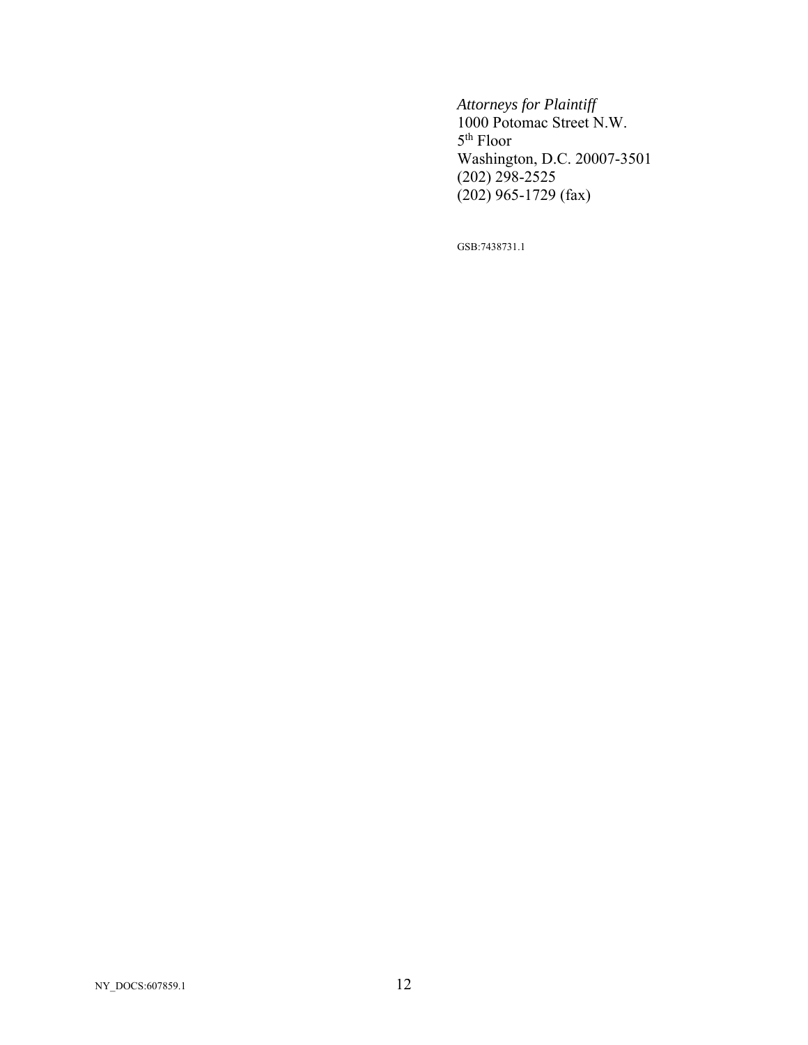*Attorneys for Plaintiff*
1000 Potomac Street N.W.
5th Floor
Washington, D.C. 20007-3501
(202) 298-2525
(202) 965-1729 (fax)

GSB:7438731.1

NY_DOCS:607859.1